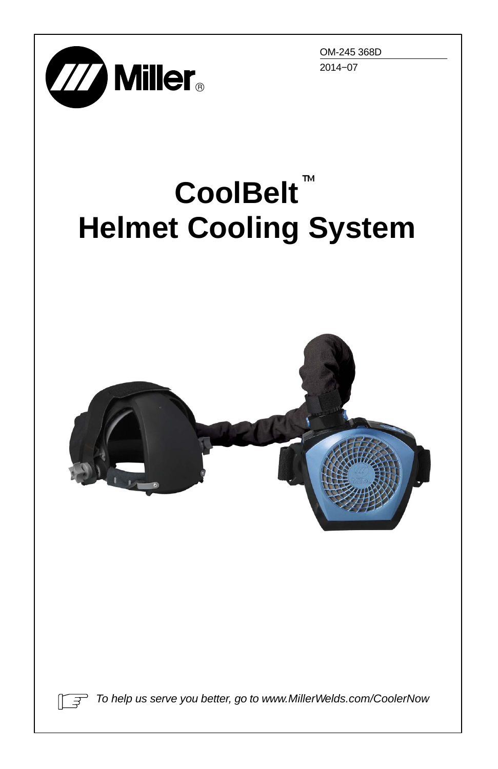OM-245 368D

2014−07

# CoolBelt™ Helmet Cooling System

*To help us serve you better, go to www.MillerWelds.com/CoolerNow*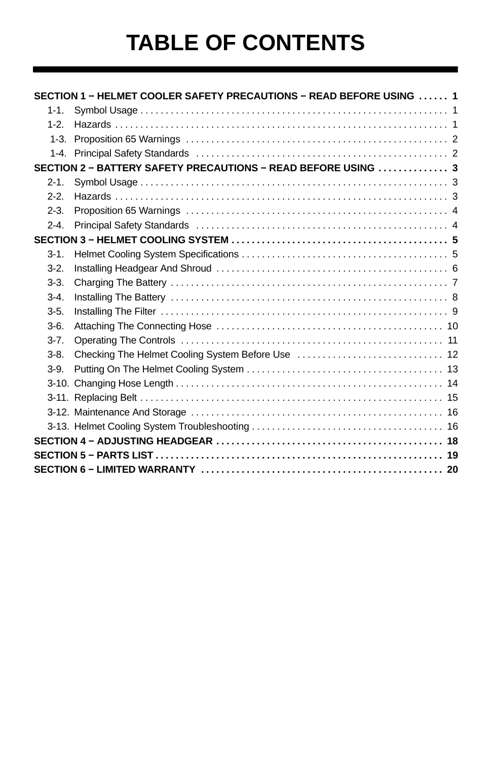# TABLE OF CONTENTS

**SECTION 1 − HELMET COOLER SAFETY PRECAUTIONS − READ BEFORE USING . . . . . . 1**

1-1. Symbol Usage . . . . . . . . . . . . . . . . . . . . . . . . . . . . . . . . . . . . . . . . . . . . . . . . . . . . . . . . . . . . . 1
1-2. Hazards . . . . . . . . . . . . . . . . . . . . . . . . . . . . . . . . . . . . . . . . . . . . . . . . . . . . . . . . . . . . . . . . . 1
1-3. Proposition 65 Warnings . . . . . . . . . . . . . . . . . . . . . . . . . . . . . . . . . . . . . . . . . . . . . . . . . . . . 2
1-4. Principal Safety Standards . . . . . . . . . . . . . . . . . . . . . . . . . . . . . . . . . . . . . . . . . . . . . . . . . . 2

**SECTION 2 − BATTERY SAFETY PRECAUTIONS − READ BEFORE USING . . . . . . . . . . . . . . 3**

2-1. Symbol Usage . . . . . . . . . . . . . . . . . . . . . . . . . . . . . . . . . . . . . . . . . . . . . . . . . . . . . . . . . . . . . 3
2-2. Hazards . . . . . . . . . . . . . . . . . . . . . . . . . . . . . . . . . . . . . . . . . . . . . . . . . . . . . . . . . . . . . . . . . 3
2-3. Proposition 65 Warnings . . . . . . . . . . . . . . . . . . . . . . . . . . . . . . . . . . . . . . . . . . . . . . . . . . . . 4
2-4. Principal Safety Standards . . . . . . . . . . . . . . . . . . . . . . . . . . . . . . . . . . . . . . . . . . . . . . . . . . 4

**SECTION 3 − HELMET COOLING SYSTEM . . . . . . . . . . . . . . . . . . . . . . . . . . . . . . . . . . . . . . . . . . 5**

3-1. Helmet Cooling System Specifications . . . . . . . . . . . . . . . . . . . . . . . . . . . . . . . . . . . . . . . . . 5
3-2. Installing Headgear And Shroud . . . . . . . . . . . . . . . . . . . . . . . . . . . . . . . . . . . . . . . . . . . . . . 6
3-3. Charging The Battery . . . . . . . . . . . . . . . . . . . . . . . . . . . . . . . . . . . . . . . . . . . . . . . . . . . . . . . 7
3-4. Installing The Battery . . . . . . . . . . . . . . . . . . . . . . . . . . . . . . . . . . . . . . . . . . . . . . . . . . . . . . . 8
3-5. Installing The Filter . . . . . . . . . . . . . . . . . . . . . . . . . . . . . . . . . . . . . . . . . . . . . . . . . . . . . . . . . 9
3-6. Attaching The Connecting Hose . . . . . . . . . . . . . . . . . . . . . . . . . . . . . . . . . . . . . . . . . . . . . 10
3-7. Operating The Controls . . . . . . . . . . . . . . . . . . . . . . . . . . . . . . . . . . . . . . . . . . . . . . . . . . . . 11
3-8. Checking The Helmet Cooling System Before Use . . . . . . . . . . . . . . . . . . . . . . . . . . . . . 12
3-9. Putting On The Helmet Cooling System . . . . . . . . . . . . . . . . . . . . . . . . . . . . . . . . . . . . . . 13
3-10. Changing Hose Length . . . . . . . . . . . . . . . . . . . . . . . . . . . . . . . . . . . . . . . . . . . . . . . . . . . . 14
3-11. Replacing Belt . . . . . . . . . . . . . . . . . . . . . . . . . . . . . . . . . . . . . . . . . . . . . . . . . . . . . . . . . . . 15
3-12. Maintenance And Storage . . . . . . . . . . . . . . . . . . . . . . . . . . . . . . . . . . . . . . . . . . . . . . . . . 16
3-13. Helmet Cooling System Troubleshooting . . . . . . . . . . . . . . . . . . . . . . . . . . . . . . . . . . . . . 16

**SECTION 4 − ADJUSTING HEADGEAR . . . . . . . . . . . . . . . . . . . . . . . . . . . . . . . . . . . . . . . . . . . . 18**

**SECTION 5 − PARTS LIST . . . . . . . . . . . . . . . . . . . . . . . . . . . . . . . . . . . . . . . . . . . . . . . . . . . . . . . 19**

**SECTION 6 − LIMITED WARRANTY . . . . . . . . . . . . . . . . . . . . . . . . . . . . . . . . . . . . . . . . . . . . . . . 20**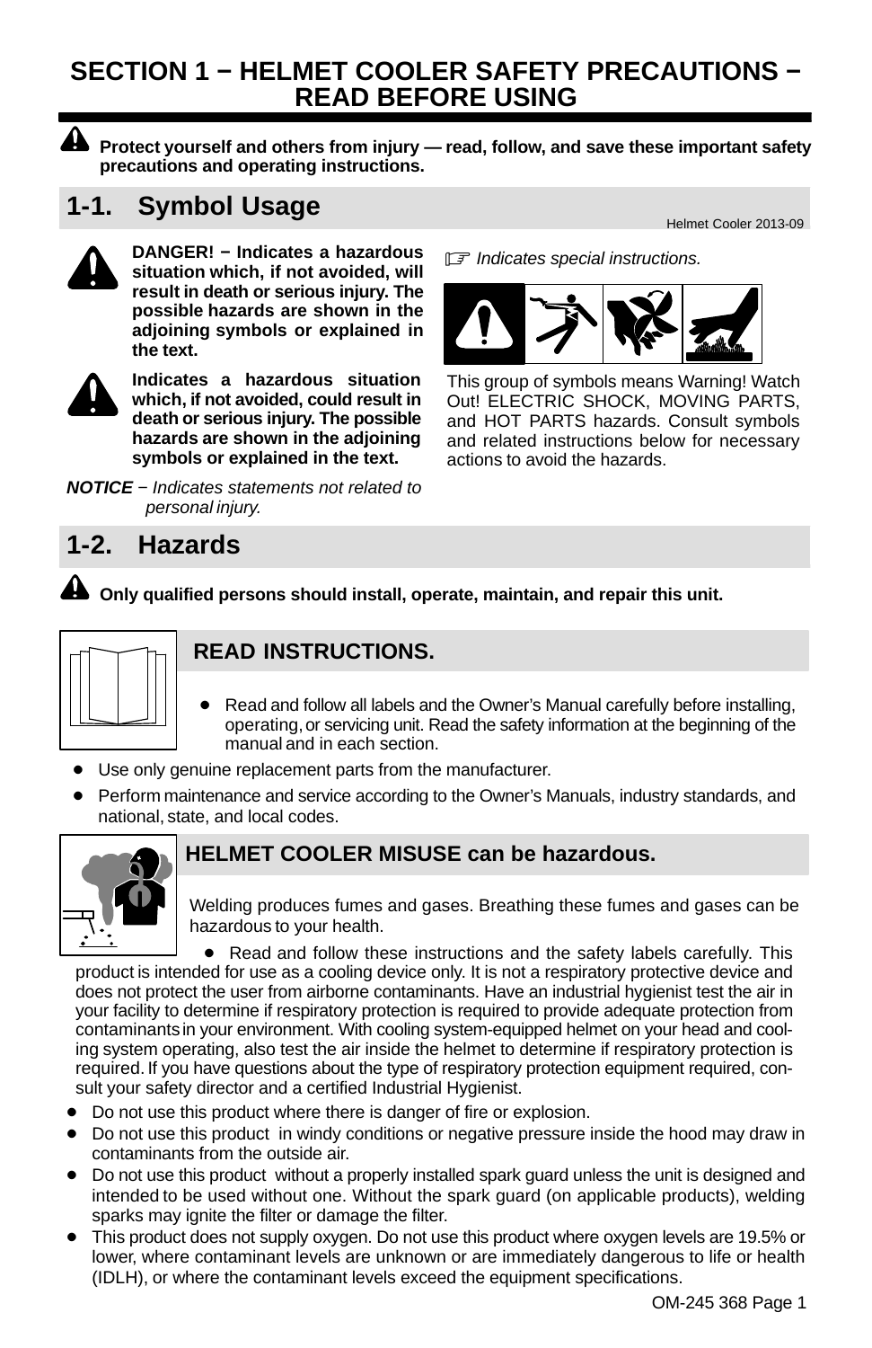# SECTION 1 − HELMET COOLER SAFETY PRECAUTIONS − READ BEFORE USING

**Protect yourself and others from injury — read, follow, and save these important safety precautions and operating instructions.**

## 1-1. Symbol Usage

Helmet Cooler 2013-09

**DANGER! − Indicates a hazardous situation which, if not avoided, will result in death or serious injury. The possible hazards are shown in the adjoining symbols or explained in the text.**

**Indicates a hazardous situation which, if not avoided, could result in death or serious injury. The possible hazards are shown in the adjoining symbols or explained in the text.**

***NOTICE*** − *Indicates statements not related to personal injury.*

☞ *Indicates special instructions.*

This group of symbols means Warning! Watch Out! ELECTRIC SHOCK, MOVING PARTS, and HOT PARTS hazards. Consult symbols and related instructions below for necessary actions to avoid the hazards.

## 1-2. Hazards

**Only qualified persons should install, operate, maintain, and repair this unit.**

### READ INSTRUCTIONS.

- Read and follow all labels and the Owner's Manual carefully before installing, operating, or servicing unit. Read the safety information at the beginning of the manual and in each section.
- Use only genuine replacement parts from the manufacturer.
- Perform maintenance and service according to the Owner's Manuals, industry standards, and national, state, and local codes.

### HELMET COOLER MISUSE can be hazardous.

Welding produces fumes and gases. Breathing these fumes and gases can be hazardous to your health.

- Read and follow these instructions and the safety labels carefully. This product is intended for use as a cooling device only. It is not a respiratory protective device and does not protect the user from airborne contaminants. Have an industrial hygienist test the air in your facility to determine if respiratory protection is required to provide adequate protection from contaminants in your environment. With cooling system-equipped helmet on your head and cooling system operating, also test the air inside the helmet to determine if respiratory protection is required. If you have questions about the type of respiratory protection equipment required, consult your safety director and a certified Industrial Hygienist.
- Do not use this product where there is danger of fire or explosion.
- Do not use this product in windy conditions or negative pressure inside the hood may draw in contaminants from the outside air.
- Do not use this product without a properly installed spark guard unless the unit is designed and intended to be used without one. Without the spark guard (on applicable products), welding sparks may ignite the filter or damage the filter.
- This product does not supply oxygen. Do not use this product where oxygen levels are 19.5% or lower, where contaminant levels are unknown or are immediately dangerous to life or health (IDLH), or where the contaminant levels exceed the equipment specifications.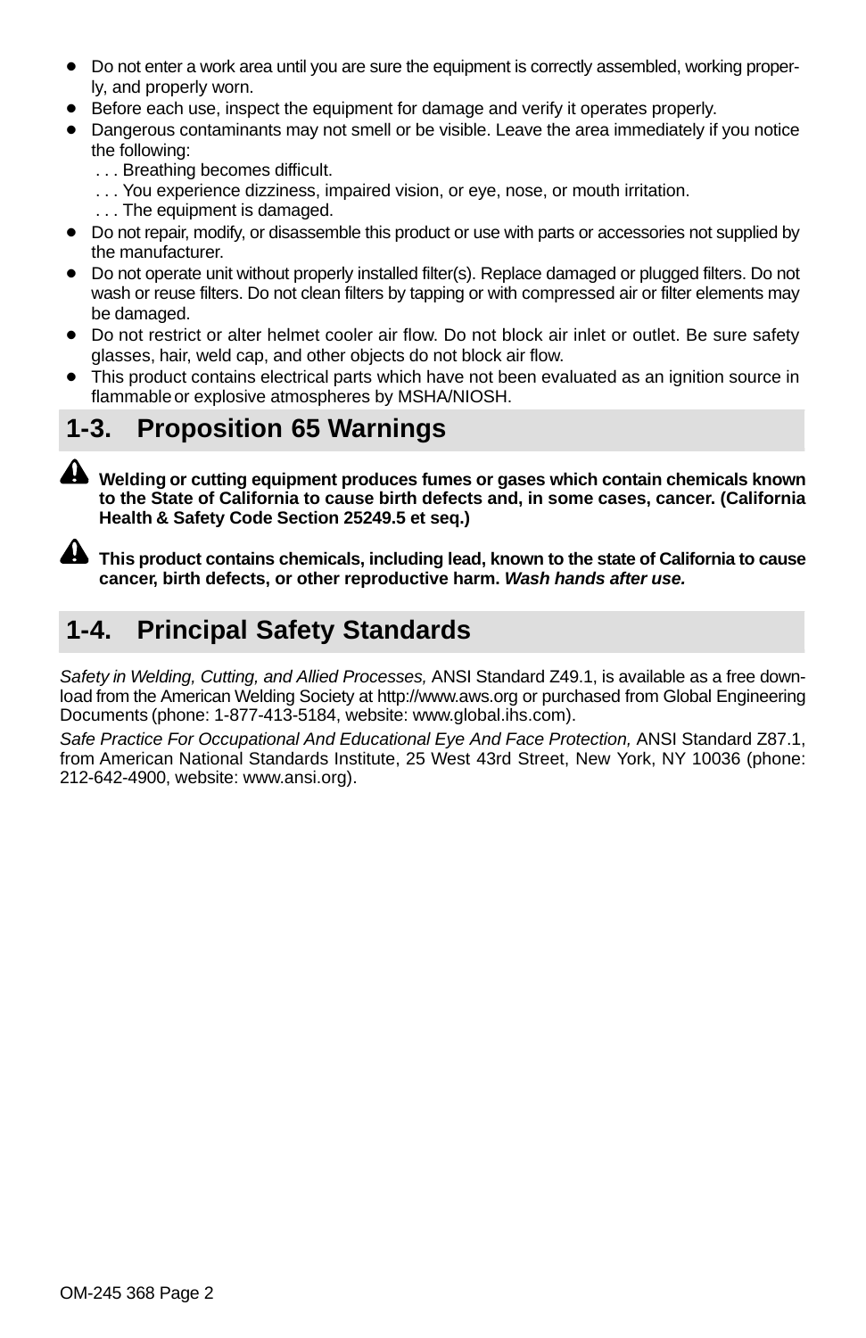- Do not enter a work area until you are sure the equipment is correctly assembled, working properly, and properly worn.
- Before each use, inspect the equipment for damage and verify it operates properly.
- Dangerous contaminants may not smell or be visible. Leave the area immediately if you notice the following:
  - . . . Breathing becomes difficult.
  - . . . You experience dizziness, impaired vision, or eye, nose, or mouth irritation.
  - . . . The equipment is damaged.
- Do not repair, modify, or disassemble this product or use with parts or accessories not supplied by the manufacturer.
- Do not operate unit without properly installed filter(s). Replace damaged or plugged filters. Do not wash or reuse filters. Do not clean filters by tapping or with compressed air or filter elements may be damaged.
- Do not restrict or alter helmet cooler air flow. Do not block air inlet or outlet. Be sure safety glasses, hair, weld cap, and other objects do not block air flow.
- This product contains electrical parts which have not been evaluated as an ignition source in flammable or explosive atmospheres by MSHA/NIOSH.

## 1-3. Proposition 65 Warnings

**Welding or cutting equipment produces fumes or gases which contain chemicals known to the State of California to cause birth defects and, in some cases, cancer. (California Health & Safety Code Section 25249.5 et seq.)**

**This product contains chemicals, including lead, known to the state of California to cause cancer, birth defects, or other reproductive harm. *Wash hands after use.***

## 1-4. Principal Safety Standards

*Safety in Welding, Cutting, and Allied Processes,* ANSI Standard Z49.1, is available as a free download from the American Welding Society at http://www.aws.org or purchased from Global Engineering Documents (phone: 1-877-413-5184, website: www.global.ihs.com).

*Safe Practice For Occupational And Educational Eye And Face Protection,* ANSI Standard Z87.1, from American National Standards Institute, 25 West 43rd Street, New York, NY 10036 (phone: 212-642-4900, website: www.ansi.org).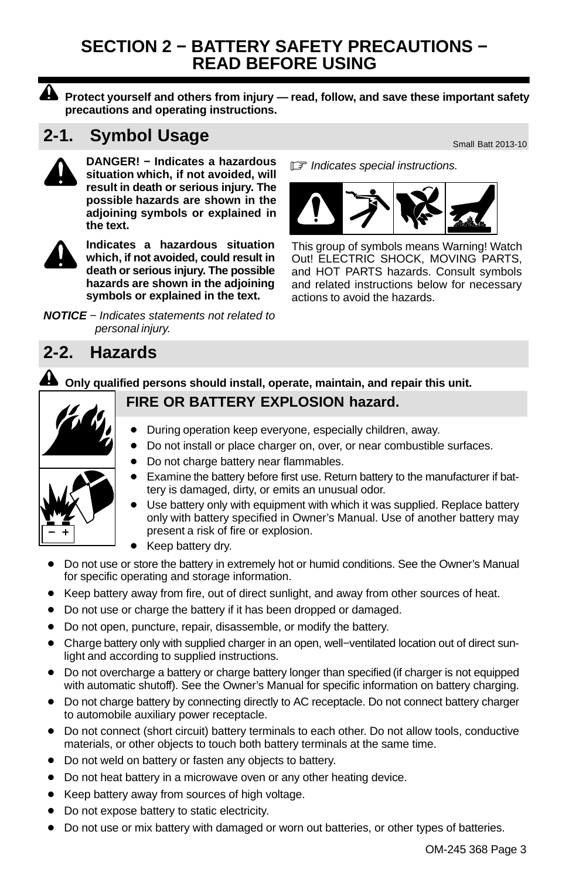# SECTION 2 − BATTERY SAFETY PRECAUTIONS − READ BEFORE USING

**Protect yourself and others from injury — read, follow, and save these important safety precautions and operating instructions.**

## 2-1. Symbol Usage

Small Batt 2013-10

**DANGER! − Indicates a hazardous situation which, if not avoided, will result in death or serious injury. The possible hazards are shown in the adjoining symbols or explained in the text.**

**Indicates a hazardous situation which, if not avoided, could result in death or serious injury. The possible hazards are shown in the adjoining symbols or explained in the text.**

***NOTICE*** *− Indicates statements not related to personal injury.*

*Indicates special instructions.*

This group of symbols means Warning! Watch Out! ELECTRIC SHOCK, MOVING PARTS, and HOT PARTS hazards. Consult symbols and related instructions below for necessary actions to avoid the hazards.

## 2-2. Hazards

**Only qualified persons should install, operate, maintain, and repair this unit.**

### FIRE OR BATTERY EXPLOSION hazard.

- During operation keep everyone, especially children, away.
- Do not install or place charger on, over, or near combustible surfaces.
- Do not charge battery near flammables.
- Examine the battery before first use. Return battery to the manufacturer if battery is damaged, dirty, or emits an unusual odor.
- Use battery only with equipment with which it was supplied. Replace battery only with battery specified in Owner's Manual. Use of another battery may present a risk of fire or explosion.
- Keep battery dry.
- Do not use or store the battery in extremely hot or humid conditions. See the Owner's Manual for specific operating and storage information.
- Keep battery away from fire, out of direct sunlight, and away from other sources of heat.
- Do not use or charge the battery if it has been dropped or damaged.
- Do not open, puncture, repair, disassemble, or modify the battery.
- Charge battery only with supplied charger in an open, well−ventilated location out of direct sunlight and according to supplied instructions.
- Do not overcharge a battery or charge battery longer than specified (if charger is not equipped with automatic shutoff). See the Owner's Manual for specific information on battery charging.
- Do not charge battery by connecting directly to AC receptacle. Do not connect battery charger to automobile auxiliary power receptacle.
- Do not connect (short circuit) battery terminals to each other. Do not allow tools, conductive materials, or other objects to touch both battery terminals at the same time.
- Do not weld on battery or fasten any objects to battery.
- Do not heat battery in a microwave oven or any other heating device.
- Keep battery away from sources of high voltage.
- Do not expose battery to static electricity.
- Do not use or mix battery with damaged or worn out batteries, or other types of batteries.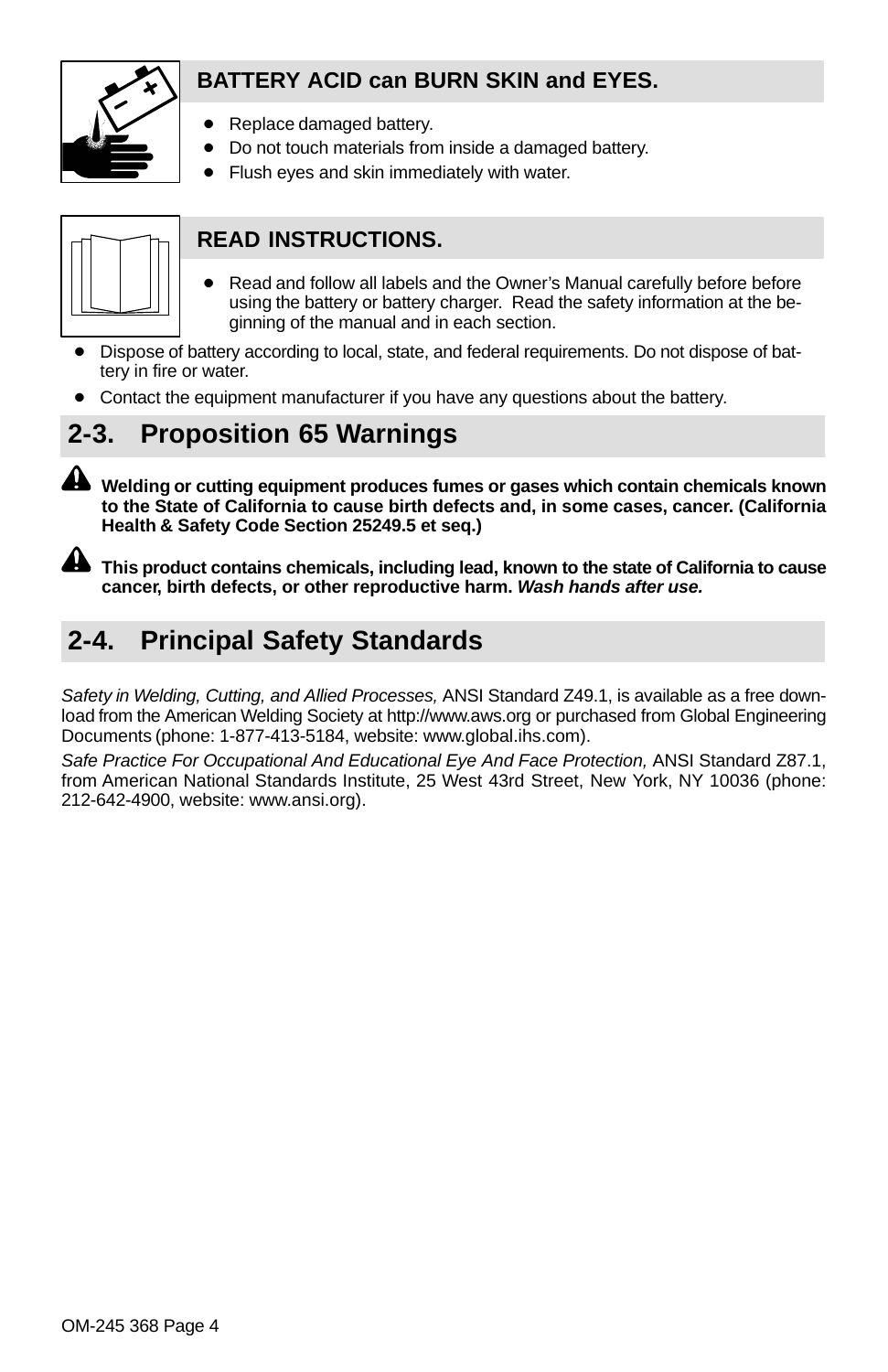### BATTERY ACID can BURN SKIN and EYES.

- Replace damaged battery.
- Do not touch materials from inside a damaged battery.
- Flush eyes and skin immediately with water.

### READ INSTRUCTIONS.

- Read and follow all labels and the Owner's Manual carefully before before using the battery or battery charger. Read the safety information at the beginning of the manual and in each section.
- Dispose of battery according to local, state, and federal requirements. Do not dispose of battery in fire or water.
- Contact the equipment manufacturer if you have any questions about the battery.

## 2-3. Proposition 65 Warnings

**Welding or cutting equipment produces fumes or gases which contain chemicals known to the State of California to cause birth defects and, in some cases, cancer. (California Health & Safety Code Section 25249.5 et seq.)**

**This product contains chemicals, including lead, known to the state of California to cause cancer, birth defects, or other reproductive harm. *Wash hands after use.***

## 2-4. Principal Safety Standards

*Safety in Welding, Cutting, and Allied Processes,* ANSI Standard Z49.1, is available as a free download from the American Welding Society at http://www.aws.org or purchased from Global Engineering Documents (phone: 1-877-413-5184, website: www.global.ihs.com).

*Safe Practice For Occupational And Educational Eye And Face Protection,* ANSI Standard Z87.1, from American National Standards Institute, 25 West 43rd Street, New York, NY 10036 (phone: 212-642-4900, website: www.ansi.org).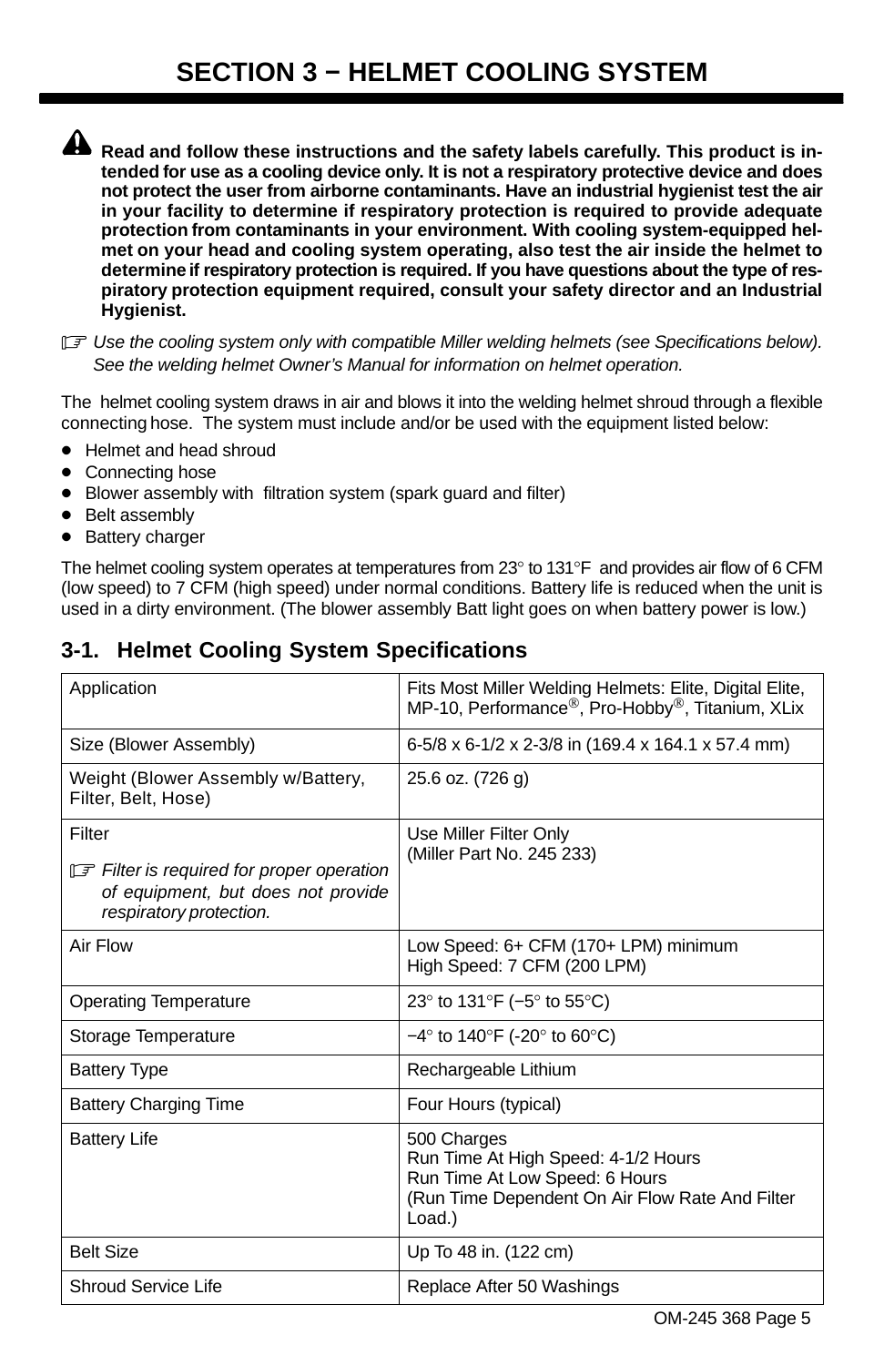# SECTION 3 − HELMET COOLING SYSTEM

⚠ **Read and follow these instructions and the safety labels carefully. This product is intended for use as a cooling device only. It is not a respiratory protective device and does not protect the user from airborne contaminants. Have an industrial hygienist test the air in your facility to determine if respiratory protection is required to provide adequate protection from contaminants in your environment. With cooling system-equipped helmet on your head and cooling system operating, also test the air inside the helmet to determine if respiratory protection is required. If you have questions about the type of respiratory protection equipment required, consult your safety director and an Industrial Hygienist.**

☞ *Use the cooling system only with compatible Miller welding helmets (see Specifications below). See the welding helmet Owner's Manual for information on helmet operation.*

The helmet cooling system draws in air and blows it into the welding helmet shroud through a flexible connecting hose. The system must include and/or be used with the equipment listed below:

- Helmet and head shroud
- Connecting hose
- Blower assembly with filtration system (spark guard and filter)
- Belt assembly
- Battery charger

The helmet cooling system operates at temperatures from 23° to 131°F and provides air flow of 6 CFM (low speed) to 7 CFM (high speed) under normal conditions. Battery life is reduced when the unit is used in a dirty environment. (The blower assembly Batt light goes on when battery power is low.)

## 3-1. Helmet Cooling System Specifications

| | |
|---|---|
| Application | Fits Most Miller Welding Helmets: Elite, Digital Elite, MP-10, Performance®, Pro-Hobby®, Titanium, XLix |
| Size (Blower Assembly) | 6-5/8 x 6-1/2 x 2-3/8 in (169.4 x 164.1 x 57.4 mm) |
| Weight (Blower Assembly w/Battery, Filter, Belt, Hose) | 25.6 oz. (726 g) |
| Filter<br>☞ *Filter is required for proper operation of equipment, but does not provide respiratory protection.* | Use Miller Filter Only<br>(Miller Part No. 245 233) |
| Air Flow | Low Speed: 6+ CFM (170+ LPM) minimum<br>High Speed: 7 CFM (200 LPM) |
| Operating Temperature | 23° to 131°F (−5° to 55°C) |
| Storage Temperature | −4° to 140°F (-20° to 60°C) |
| Battery Type | Rechargeable Lithium |
| Battery Charging Time | Four Hours (typical) |
| Battery Life | 500 Charges<br>Run Time At High Speed: 4-1/2 Hours<br>Run Time At Low Speed: 6 Hours<br>(Run Time Dependent On Air Flow Rate And Filter Load.) |
| Belt Size | Up To 48 in. (122 cm) |
| Shroud Service Life | Replace After 50 Washings |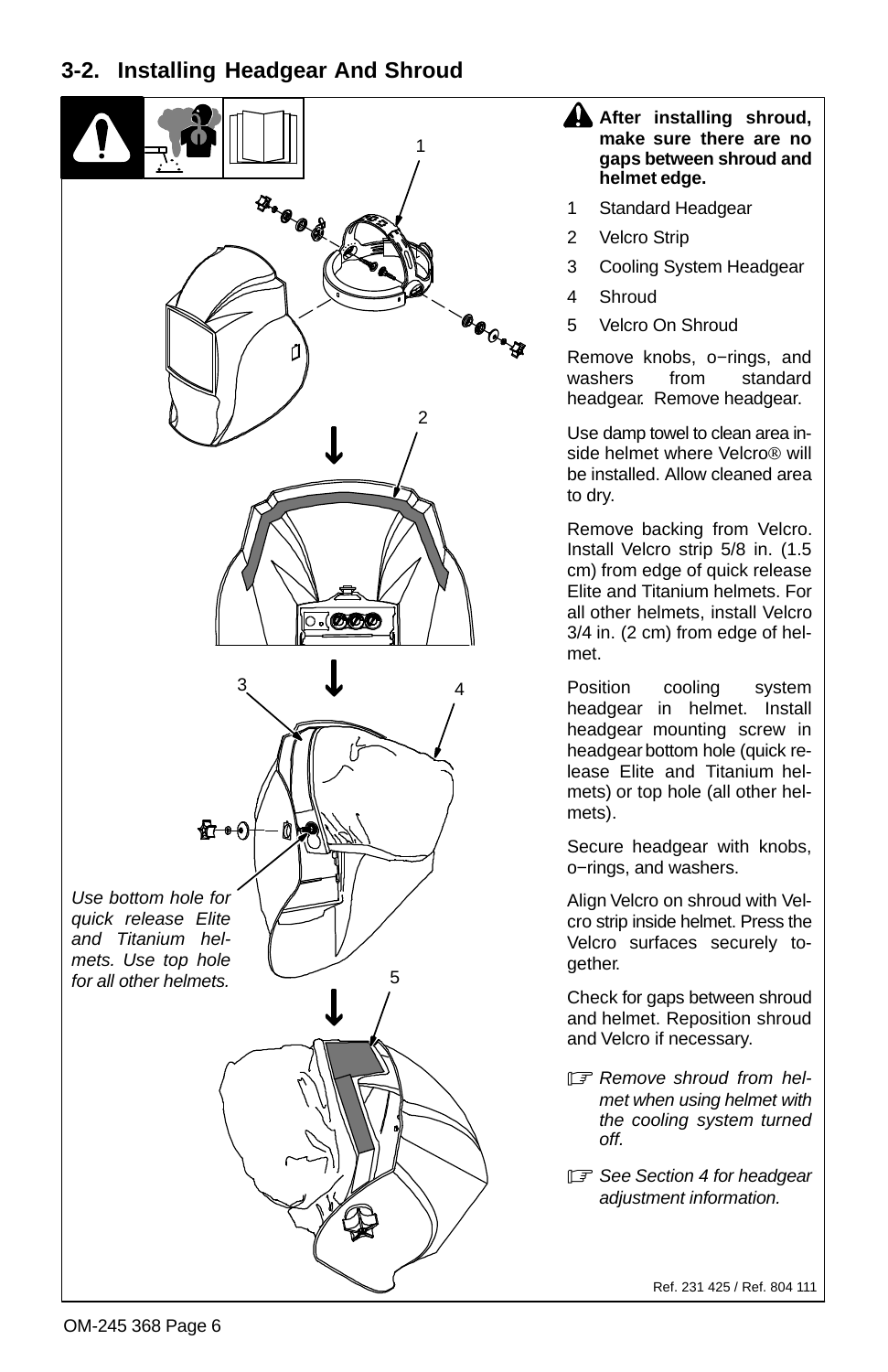## 3-2. Installing Headgear And Shroud

*Use bottom hole for quick release Elite and Titanium helmets. Use top hole for all other helmets.*

**After installing shroud, make sure there are no gaps between shroud and helmet edge.**

1 Standard Headgear

2 Velcro Strip

3 Cooling System Headgear

4 Shroud

5 Velcro On Shroud

Remove knobs, o−rings, and washers from standard headgear. Remove headgear.

Use damp towel to clean area inside helmet where Velcro® will be installed. Allow cleaned area to dry.

Remove backing from Velcro. Install Velcro strip 5/8 in. (1.5 cm) from edge of quick release Elite and Titanium helmets. For all other helmets, install Velcro 3/4 in. (2 cm) from edge of helmet.

Position cooling system headgear in helmet. Install headgear mounting screw in headgear bottom hole (quick release Elite and Titanium helmets) or top hole (all other helmets).

Secure headgear with knobs, o−rings, and washers.

Align Velcro on shroud with Velcro strip inside helmet. Press the Velcro surfaces securely together.

Check for gaps between shroud and helmet. Reposition shroud and Velcro if necessary.

☞ *Remove shroud from helmet when using helmet with the cooling system turned off.*

☞ *See Section 4 for headgear adjustment information.*

Ref. 231 425 / Ref. 804 111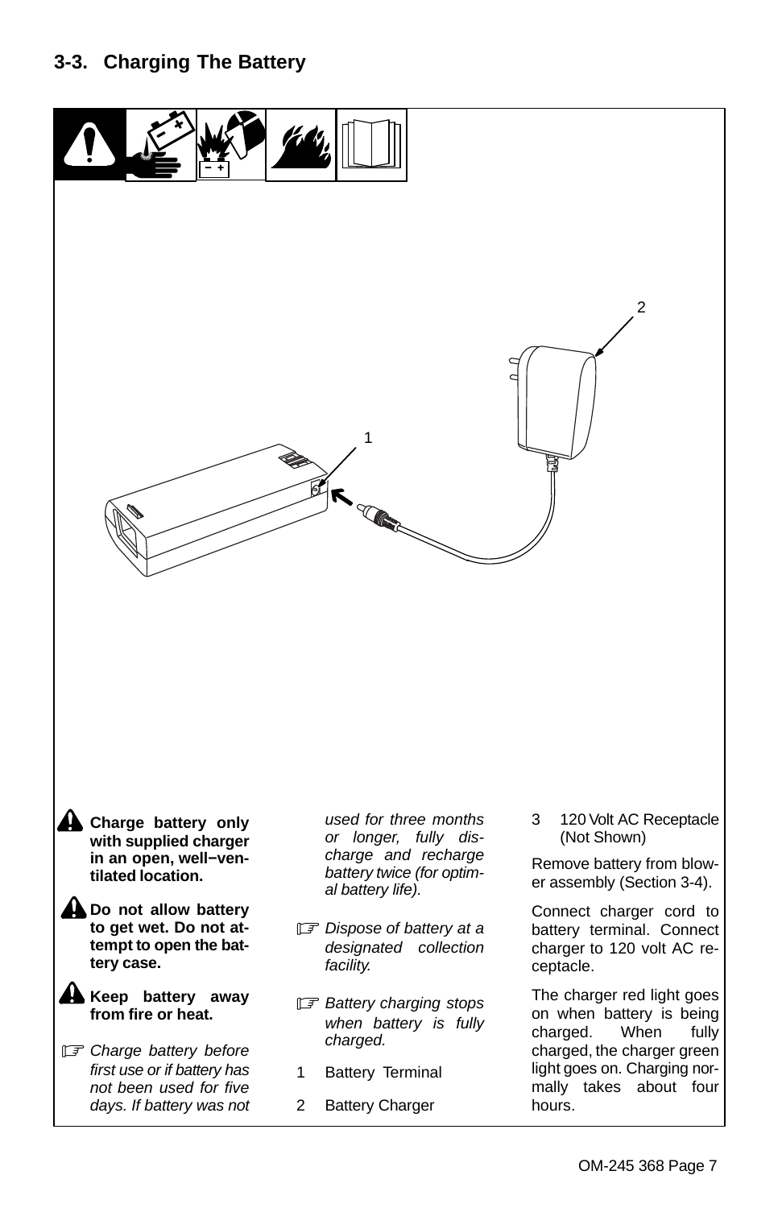## 3-3. Charging The Battery

**Charge battery only with supplied charger in an open, well−ventilated location.**

**Do not allow battery to get wet. Do not attempt to open the battery case.**

**Keep battery away from fire or heat.**

*Charge battery before first use or if battery has not been used for five days. If battery was not used for three months or longer, fully discharge and recharge battery twice (for optimal battery life).*

*Dispose of battery at a designated collection facility.*

*Battery charging stops when battery is fully charged.*

1 Battery Terminal

2 Battery Charger

3 120 Volt AC Receptacle (Not Shown)

Remove battery from blower assembly (Section 3-4).

Connect charger cord to battery terminal. Connect charger to 120 volt AC receptacle.

The charger red light goes on when battery is being charged. When fully charged, the charger green light goes on. Charging normally takes about four hours.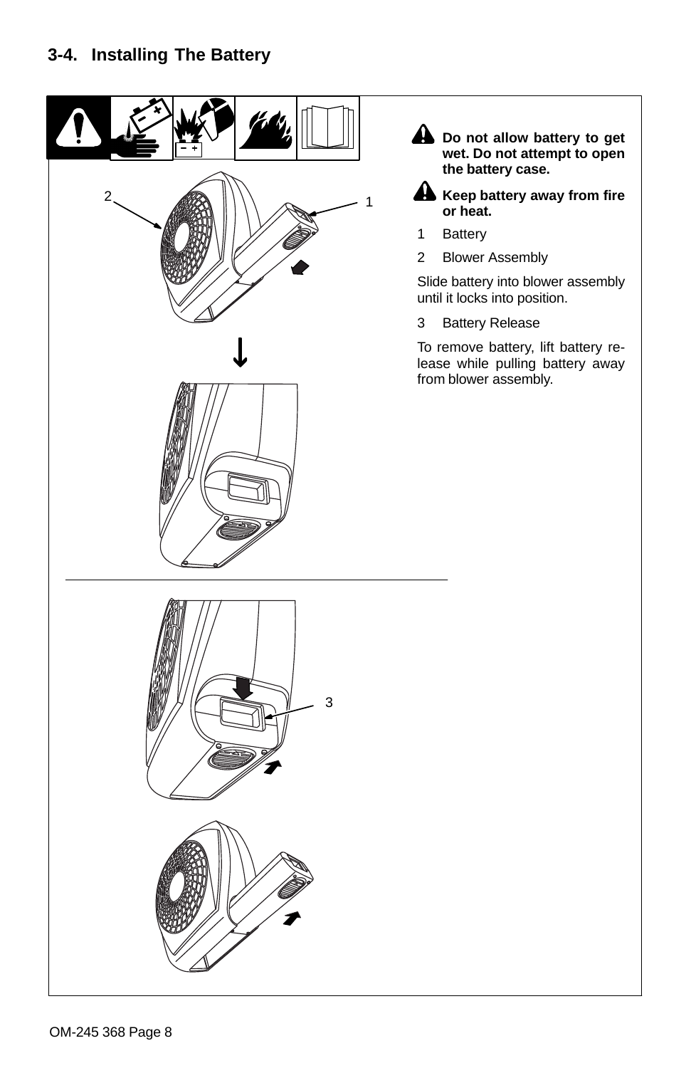## 3-4. Installing The Battery

**Do not allow battery to get wet. Do not attempt to open the battery case.**

**Keep battery away from fire or heat.**

1 Battery

2 Blower Assembly

Slide battery into blower assembly until it locks into position.

3 Battery Release

To remove battery, lift battery release while pulling battery away from blower assembly.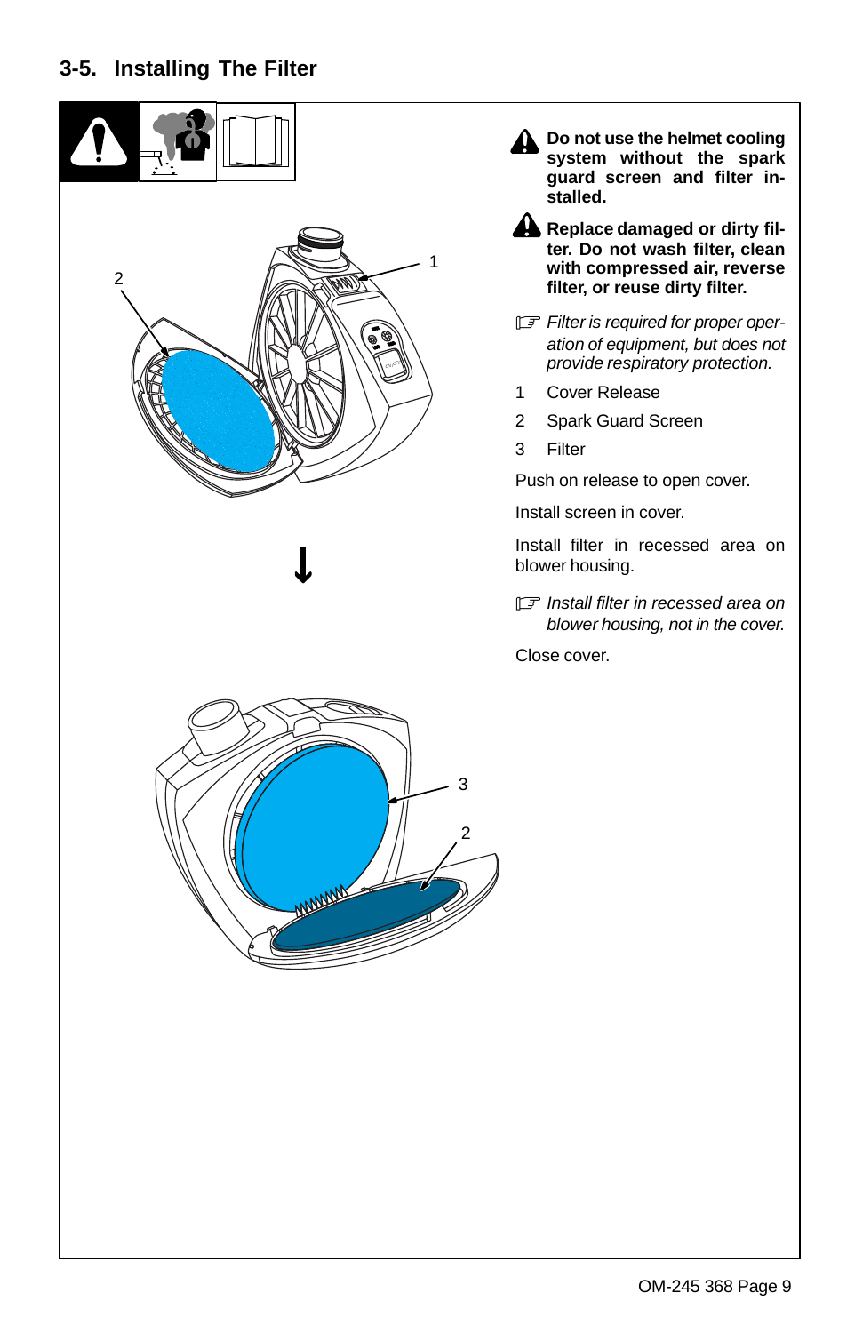## 3-5. Installing The Filter

**Do not use the helmet cooling system without the spark guard screen and filter installed.**

**Replace damaged or dirty filter. Do not wash filter, clean with compressed air, reverse filter, or reuse dirty filter.**

*Filter is required for proper operation of equipment, but does not provide respiratory protection.*

1 Cover Release

2 Spark Guard Screen

3 Filter

Push on release to open cover.

Install screen in cover.

Install filter in recessed area on blower housing.

*Install filter in recessed area on blower housing, not in the cover.*

Close cover.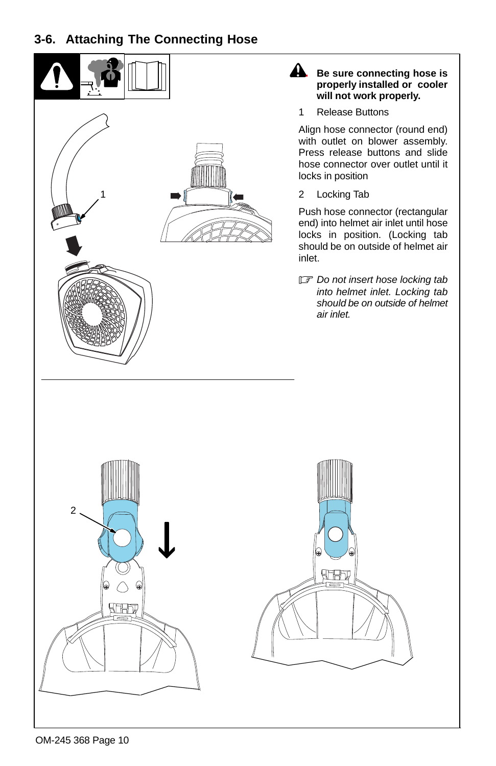## 3-6. Attaching The Connecting Hose

**Be sure connecting hose is properly installed or cooler will not work properly.**

1 Release Buttons

Align hose connector (round end) with outlet on blower assembly. Press release buttons and slide hose connector over outlet until it locks in position

2 Locking Tab

Push hose connector (rectangular end) into helmet air inlet until hose locks in position. (Locking tab should be on outside of helmet air inlet.

*Do not insert hose locking tab into helmet inlet. Locking tab should be on outside of helmet air inlet.*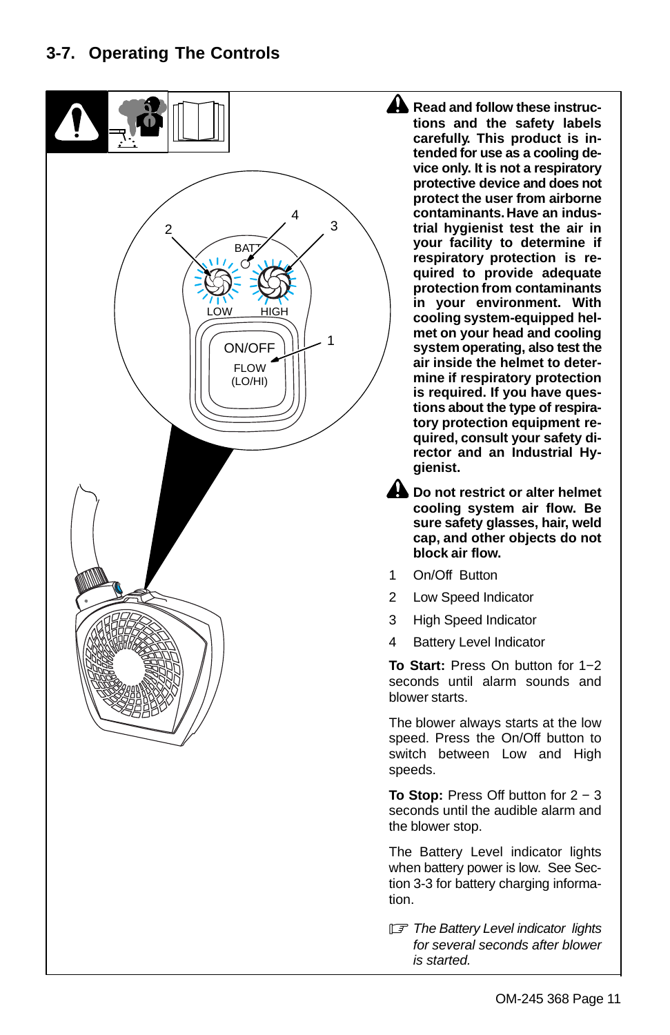## 3-7. Operating The Controls

**Read and follow these instructions and the safety labels carefully. This product is intended for use as a cooling device only. It is not a respiratory protective device and does not protect the user from airborne contaminants. Have an industrial hygienist test the air in your facility to determine if respiratory protection is required to provide adequate protection from contaminants in your environment. With cooling system-equipped helmet on your head and cooling system operating, also test the air inside the helmet to determine if respiratory protection is required. If you have questions about the type of respiratory protection equipment required, consult your safety director and an Industrial Hygienist.**

**Do not restrict or alter helmet cooling system air flow. Be sure safety glasses, hair, weld cap, and other objects do not block air flow.**

1 On/Off Button

2 Low Speed Indicator

3 High Speed Indicator

4 Battery Level Indicator

**To Start:** Press On button for 1−2 seconds until alarm sounds and blower starts.

The blower always starts at the low speed. Press the On/Off button to switch between Low and High speeds.

**To Stop:** Press Off button for 2 − 3 seconds until the audible alarm and the blower stop.

The Battery Level indicator lights when battery power is low. See Section 3-3 for battery charging information.

*The Battery Level indicator lights for several seconds after blower is started.*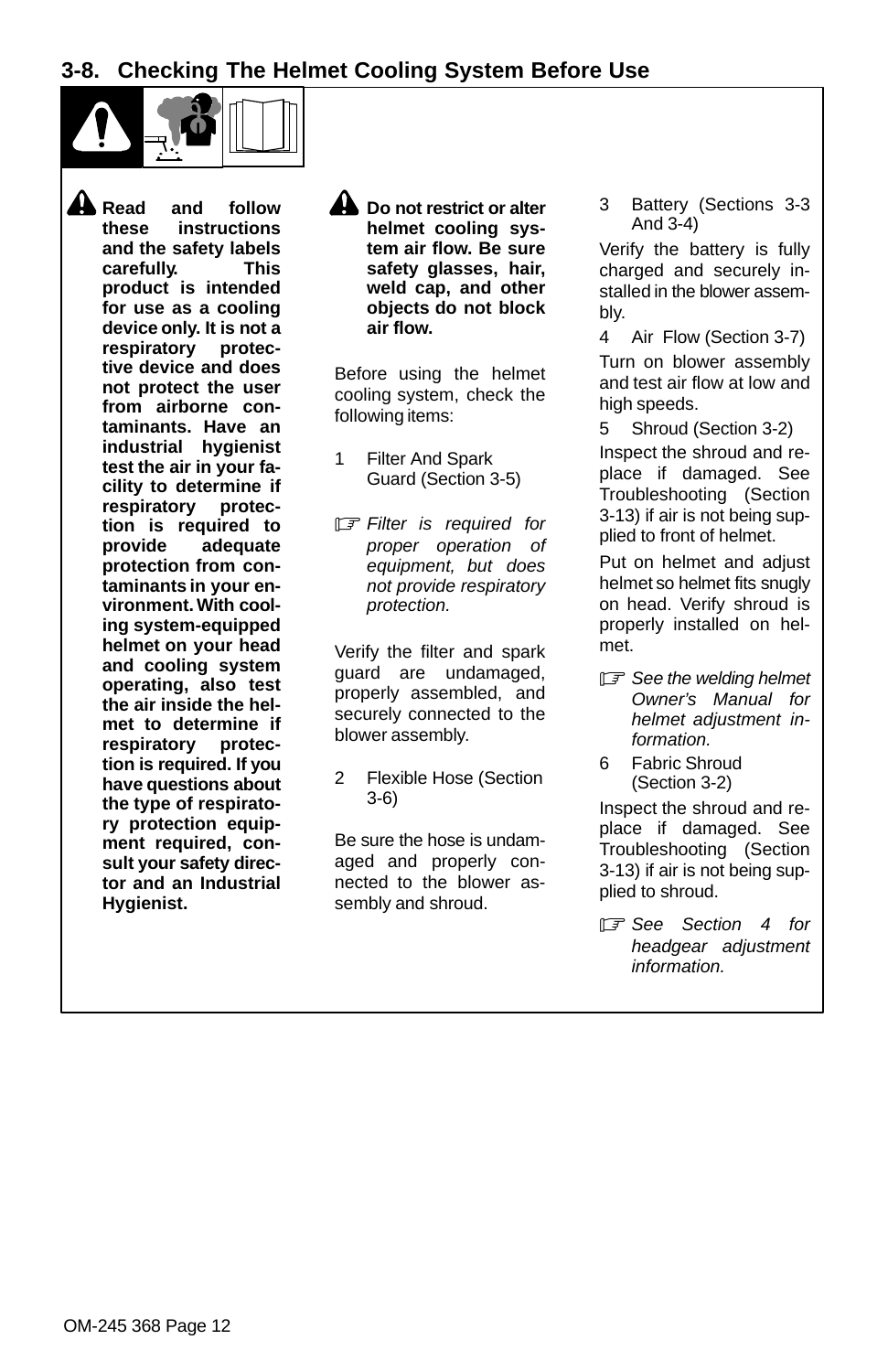## 3-8. Checking The Helmet Cooling System Before Use

**Read and follow these instructions and the safety labels carefully. This product is intended for use as a cooling device only. It is not a respiratory protective device and does not protect the user from airborne contaminants. Have an industrial hygienist test the air in your facility to determine if respiratory protection is required to provide adequate protection from contaminants in your environment. With cooling system-equipped helmet on your head and cooling system operating, also test the air inside the helmet to determine if respiratory protection is required. If you have questions about the type of respiratory protection equipment required, consult your safety director and an Industrial Hygienist.**

**Do not restrict or alter helmet cooling system air flow. Be sure safety glasses, hair, weld cap, and other objects do not block air flow.**

Before using the helmet cooling system, check the following items:

1 Filter And Spark Guard (Section 3-5)

☞ *Filter is required for proper operation of equipment, but does not provide respiratory protection.*

Verify the filter and spark guard are undamaged, properly assembled, and securely connected to the blower assembly.

2 Flexible Hose (Section 3-6)

Be sure the hose is undamaged and properly connected to the blower assembly and shroud.

3 Battery (Sections 3-3 And 3-4)

Verify the battery is fully charged and securely installed in the blower assembly.

4 Air Flow (Section 3-7)

Turn on blower assembly and test air flow at low and high speeds.

5 Shroud (Section 3-2)

Inspect the shroud and replace if damaged. See Troubleshooting (Section 3-13) if air is not being supplied to front of helmet.

Put on helmet and adjust helmet so helmet fits snugly on head. Verify shroud is properly installed on helmet.

☞ *See the welding helmet Owner's Manual for helmet adjustment information.*

6 Fabric Shroud (Section 3-2)

Inspect the shroud and replace if damaged. See Troubleshooting (Section 3-13) if air is not being supplied to shroud.

☞ *See Section 4 for headgear adjustment information.*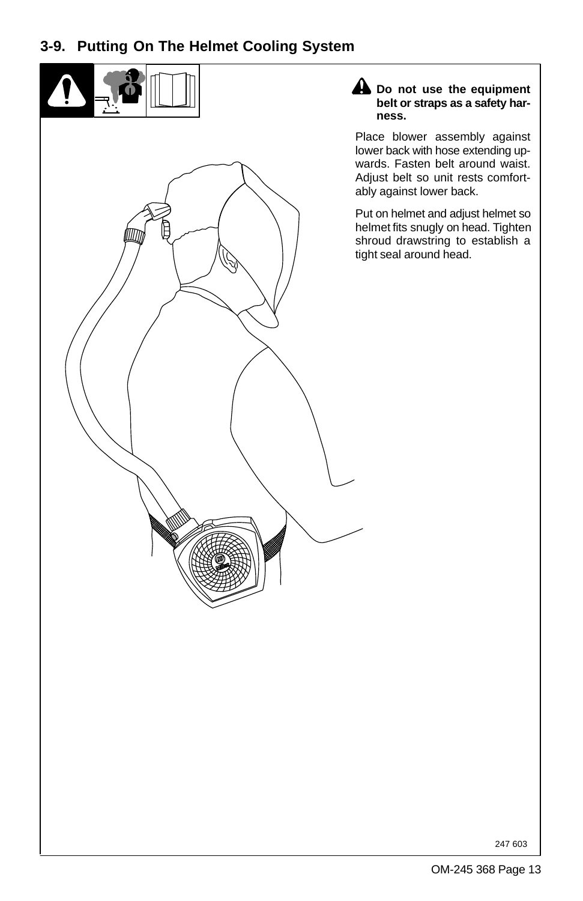## 3-9. Putting On The Helmet Cooling System

**Do not use the equipment belt or straps as a safety harness.**

Place blower assembly against lower back with hose extending upwards. Fasten belt around waist. Adjust belt so unit rests comfortably against lower back.

Put on helmet and adjust helmet so helmet fits snugly on head. Tighten shroud drawstring to establish a tight seal around head.

247 603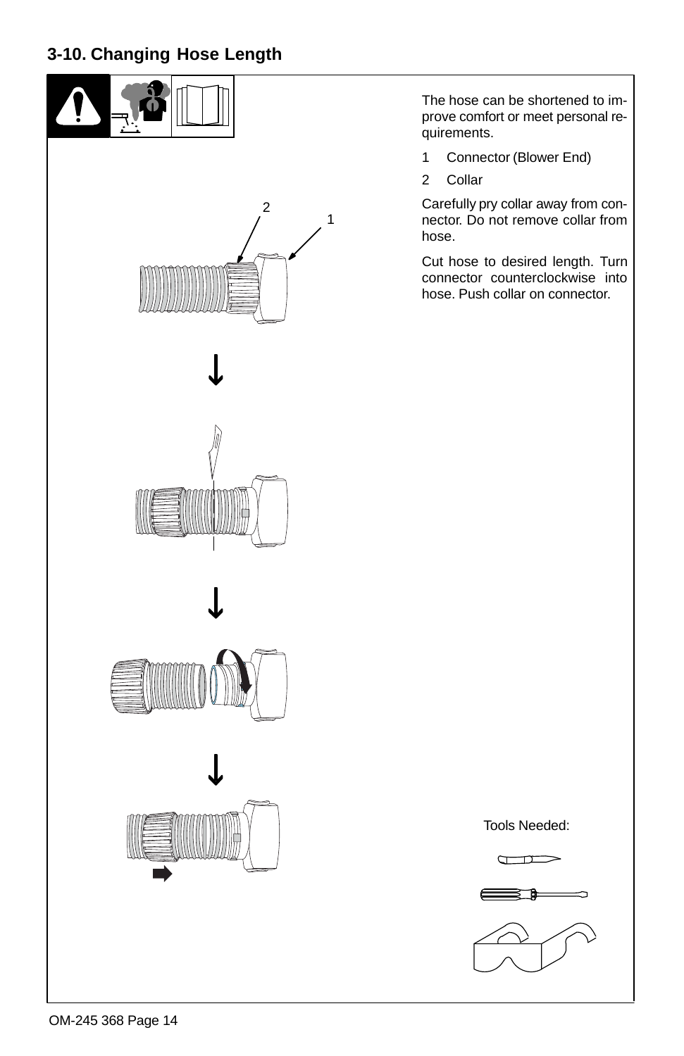## 3-10. Changing Hose Length

2

1

The hose can be shortened to improve comfort or meet personal requirements.

1 Connector (Blower End)

2 Collar

Carefully pry collar away from connector. Do not remove collar from hose.

Cut hose to desired length. Turn connector counterclockwise into hose. Push collar on connector.

Tools Needed: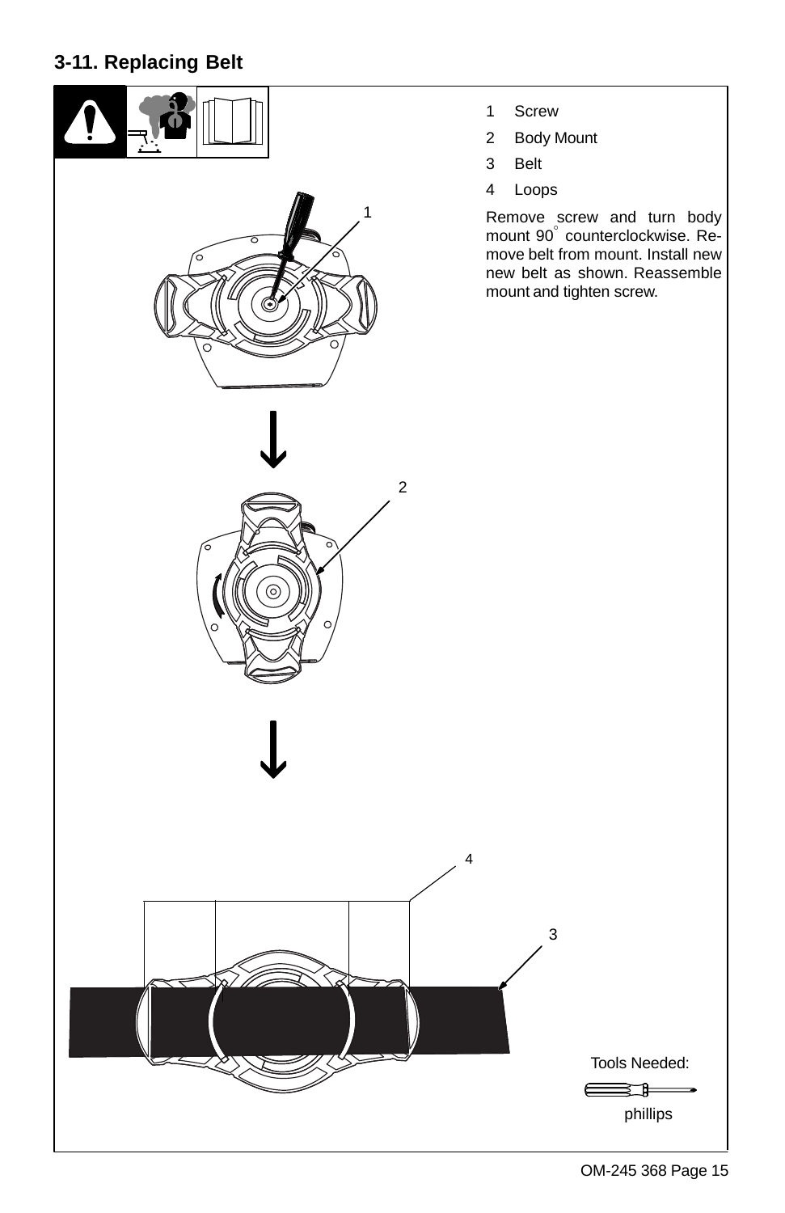## 3-11. Replacing Belt

1 Screw

2 Body Mount

3 Belt

4 Loops

Remove screw and turn body mount 90° counterclockwise. Remove belt from mount. Install new new belt as shown. Reassemble mount and tighten screw.

Tools Needed:

phillips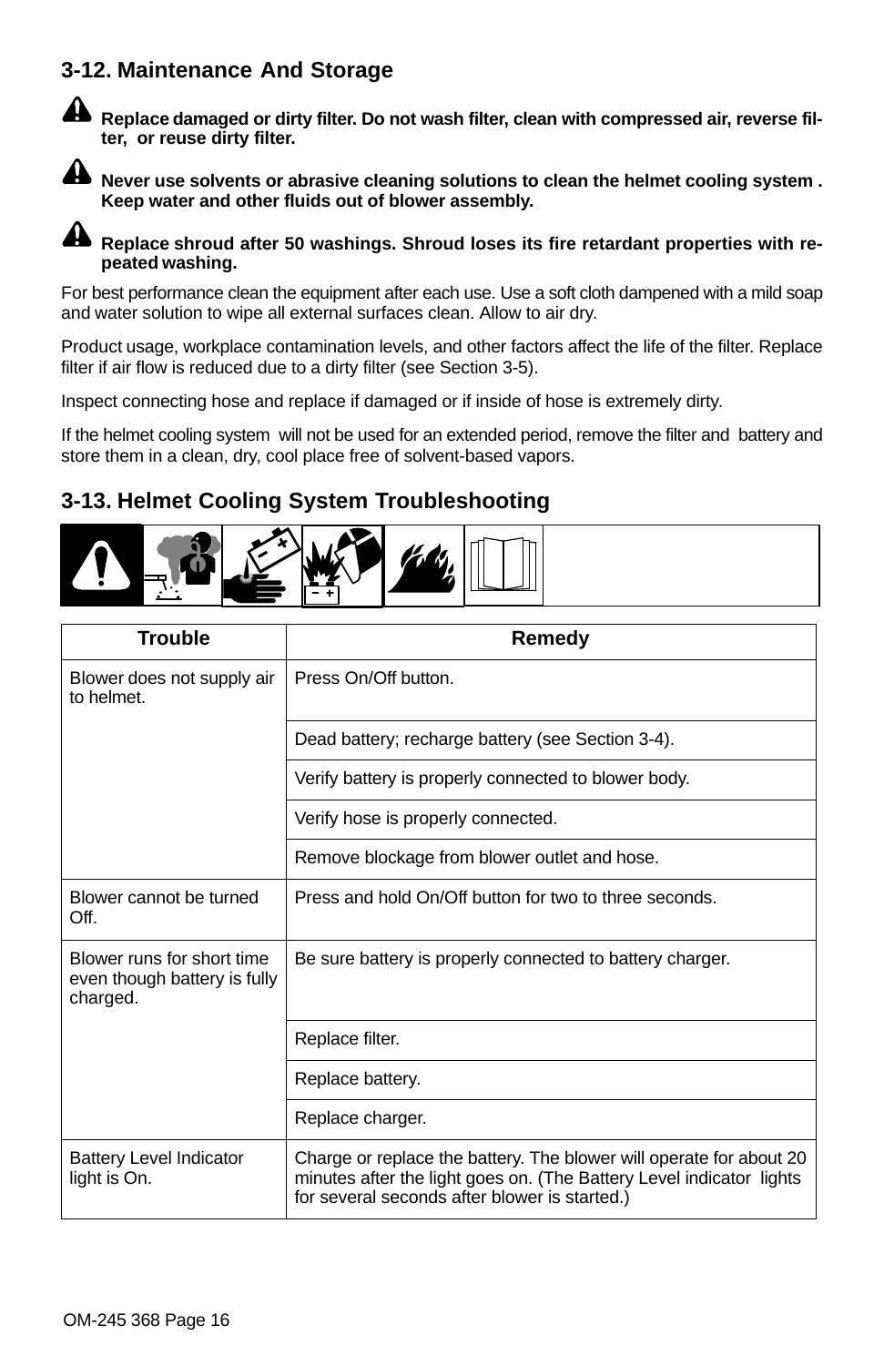## 3-12. Maintenance And Storage

**Replace damaged or dirty filter. Do not wash filter, clean with compressed air, reverse filter, or reuse dirty filter.**

**Never use solvents or abrasive cleaning solutions to clean the helmet cooling system . Keep water and other fluids out of blower assembly.**

**Replace shroud after 50 washings. Shroud loses its fire retardant properties with repeated washing.**

For best performance clean the equipment after each use. Use a soft cloth dampened with a mild soap and water solution to wipe all external surfaces clean. Allow to air dry.

Product usage, workplace contamination levels, and other factors affect the life of the filter. Replace filter if air flow is reduced due to a dirty filter (see Section 3-5).

Inspect connecting hose and replace if damaged or if inside of hose is extremely dirty.

If the helmet cooling system will not be used for an extended period, remove the filter and battery and store them in a clean, dry, cool place free of solvent-based vapors.

## 3-13. Helmet Cooling System Troubleshooting

| Trouble | Remedy |
|---|---|
| Blower does not supply air to helmet. | Press On/Off button. |
| | Dead battery; recharge battery (see Section 3-4). |
| | Verify battery is properly connected to blower body. |
| | Verify hose is properly connected. |
| | Remove blockage from blower outlet and hose. |
| Blower cannot be turned Off. | Press and hold On/Off button for two to three seconds. |
| Blower runs for short time even though battery is fully charged. | Be sure battery is properly connected to battery charger. |
| | Replace filter. |
| | Replace battery. |
| | Replace charger. |
| Battery Level Indicator light is On. | Charge or replace the battery. The blower will operate for about 20 minutes after the light goes on. (The Battery Level indicator lights for several seconds after blower is started.) |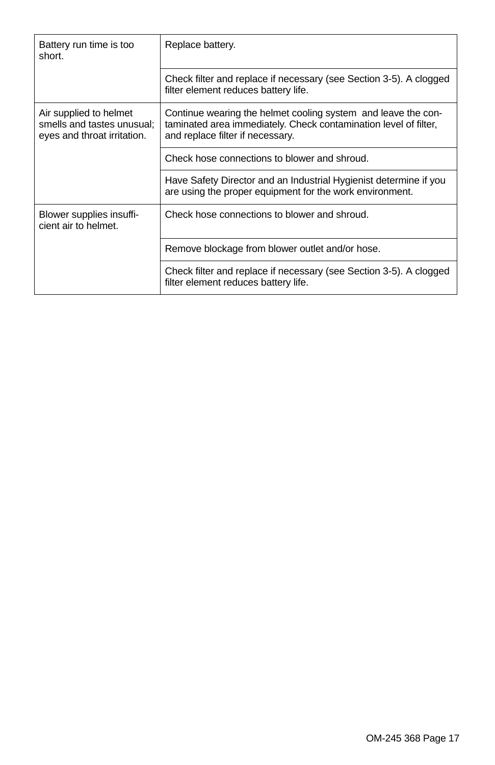| | |
|---|---|
| Battery run time is too short. | Replace battery. |
| | Check filter and replace if necessary (see Section 3-5). A clogged filter element reduces battery life. |
| Air supplied to helmet smells and tastes unusual; eyes and throat irritation. | Continue wearing the helmet cooling system and leave the contaminated area immediately. Check contamination level of filter, and replace filter if necessary. |
| | Check hose connections to blower and shroud. |
| | Have Safety Director and an Industrial Hygienist determine if you are using the proper equipment for the work environment. |
| Blower supplies insufficient air to helmet. | Check hose connections to blower and shroud. |
| | Remove blockage from blower outlet and/or hose. |
| | Check filter and replace if necessary (see Section 3-5). A clogged filter element reduces battery life. |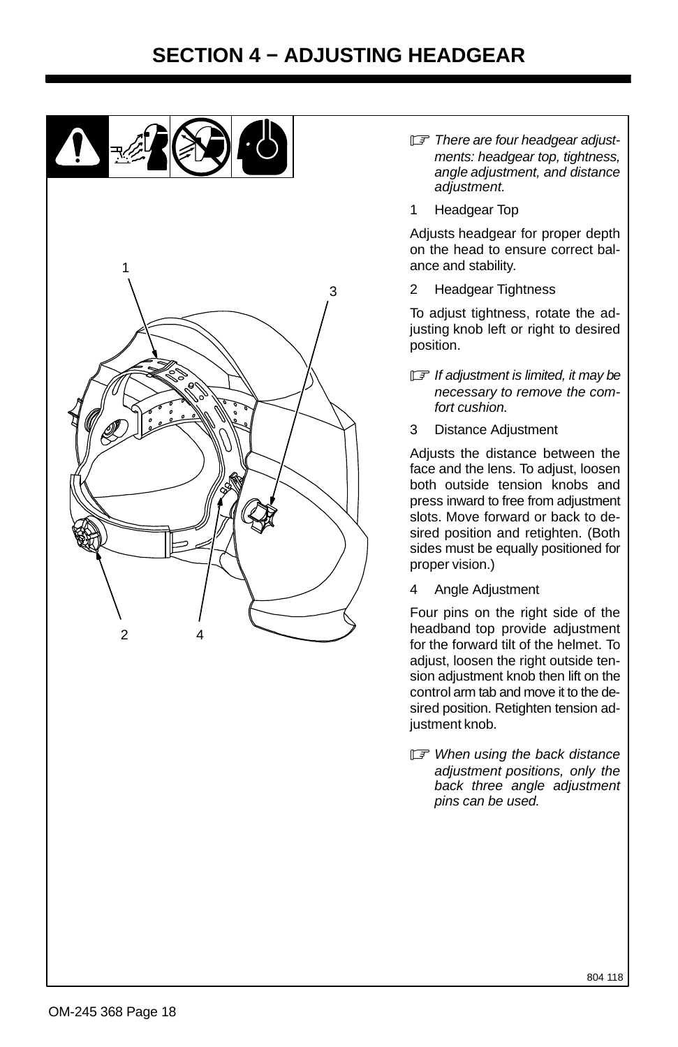# SECTION 4 − ADJUSTING HEADGEAR

1

3

2

4

☞ *There are four headgear adjustments: headgear top, tightness, angle adjustment, and distance adjustment.*

1 Headgear Top

Adjusts headgear for proper depth on the head to ensure correct balance and stability.

2 Headgear Tightness

To adjust tightness, rotate the adjusting knob left or right to desired position.

☞ *If adjustment is limited, it may be necessary to remove the comfort cushion.*

3 Distance Adjustment

Adjusts the distance between the face and the lens. To adjust, loosen both outside tension knobs and press inward to free from adjustment slots. Move forward or back to desired position and retighten. (Both sides must be equally positioned for proper vision.)

4 Angle Adjustment

Four pins on the right side of the headband top provide adjustment for the forward tilt of the helmet. To adjust, loosen the right outside tension adjustment knob then lift on the control arm tab and move it to the desired position. Retighten tension adjustment knob.

☞ *When using the back distance adjustment positions, only the back three angle adjustment pins can be used.*

804 118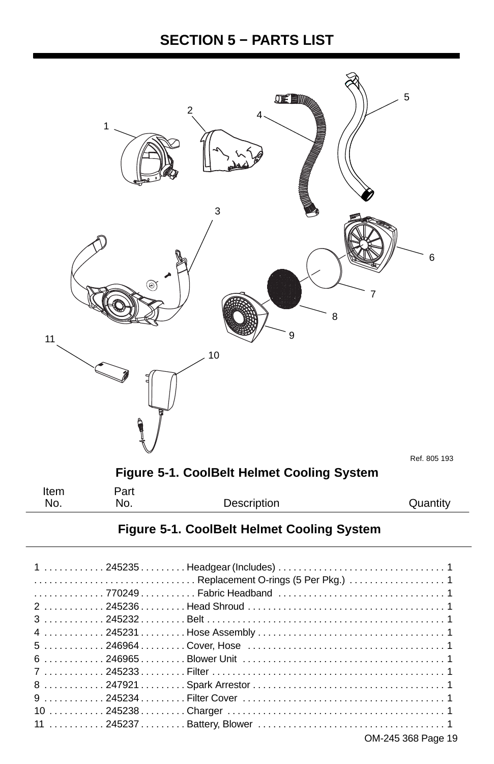# SECTION 5 − PARTS LIST

Ref. 805 193

**Figure 5-1. CoolBelt Helmet Cooling System**

| Item No. | Part No. | Description | Quantity |
|---|---|---|---|
| | | **Figure 5-1. CoolBelt Helmet Cooling System** | |
| 1 | 245235 | Headgear (Includes) | 1 |
| | | Replacement O-rings (5 Per Pkg.) | 1 |
| | 770249 | Fabric Headband | 1 |
| 2 | 245236 | Head Shroud | 1 |
| 3 | 245232 | Belt | 1 |
| 4 | 245231 | Hose Assembly | 1 |
| 5 | 246964 | Cover, Hose | 1 |
| 6 | 246965 | Blower Unit | 1 |
| 7 | 245233 | Filter | 1 |
| 8 | 247921 | Spark Arrestor | 1 |
| 9 | 245234 | Filter Cover | 1 |
| 10 | 245238 | Charger | 1 |
| 11 | 245237 | Battery, Blower | 1 |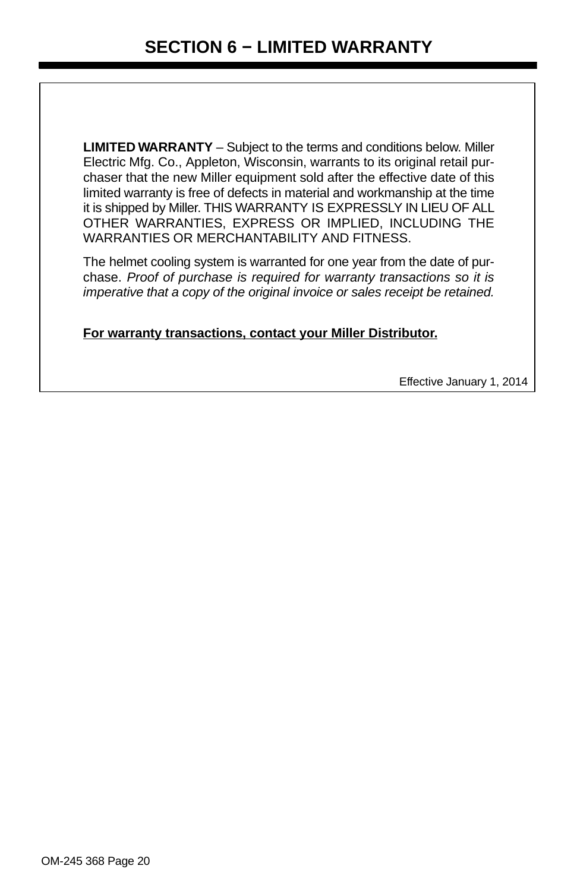# SECTION 6 − LIMITED WARRANTY

**LIMITED WARRANTY** – Subject to the terms and conditions below. Miller Electric Mfg. Co., Appleton, Wisconsin, warrants to its original retail purchaser that the new Miller equipment sold after the effective date of this limited warranty is free of defects in material and workmanship at the time it is shipped by Miller. THIS WARRANTY IS EXPRESSLY IN LIEU OF ALL OTHER WARRANTIES, EXPRESS OR IMPLIED, INCLUDING THE WARRANTIES OR MERCHANTABILITY AND FITNESS.

The helmet cooling system is warranted for one year from the date of purchase. *Proof of purchase is required for warranty transactions so it is imperative that a copy of the original invoice or sales receipt be retained.*

**For warranty transactions, contact your Miller Distributor.**

Effective January 1, 2014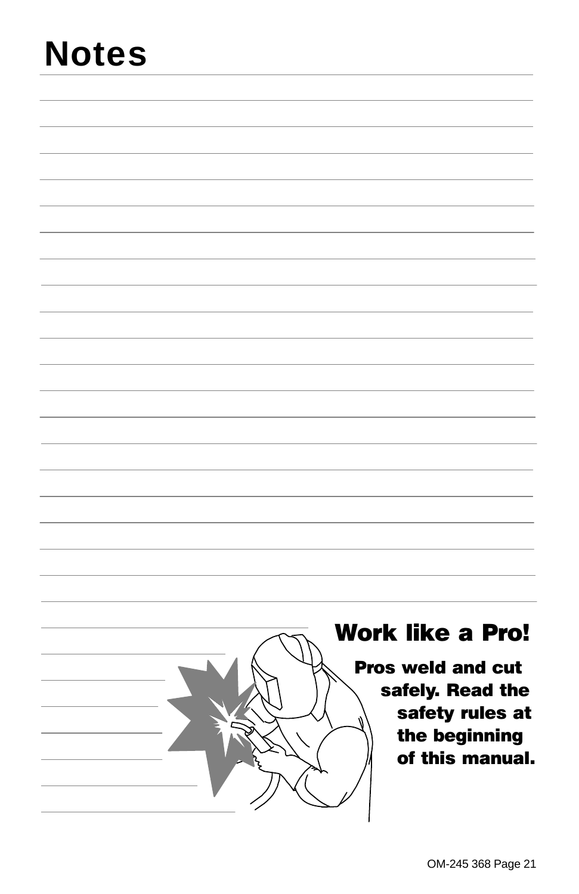# Notes

**Work like a Pro!**

**Pros weld and cut safely. Read the safety rules at the beginning of this manual.**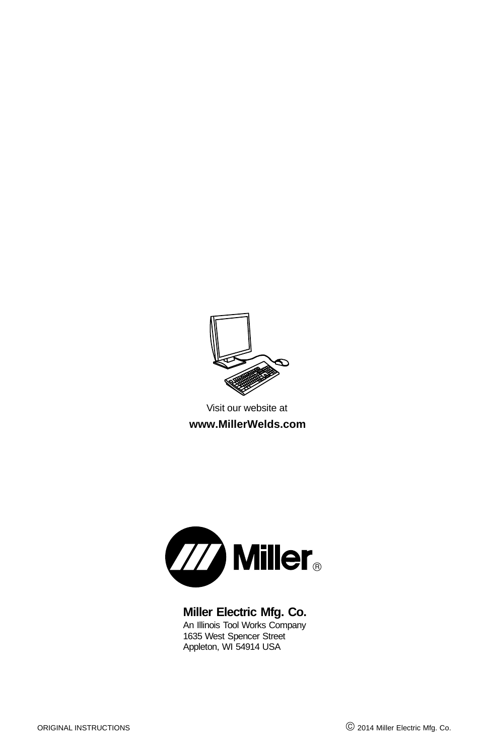Visit our website at

**www.MillerWelds.com**

**Miller Electric Mfg. Co.**
An Illinois Tool Works Company
1635 West Spencer Street
Appleton, WI 54914 USA

ORIGINAL INSTRUCTIONS

© 2014 Miller Electric Mfg. Co.